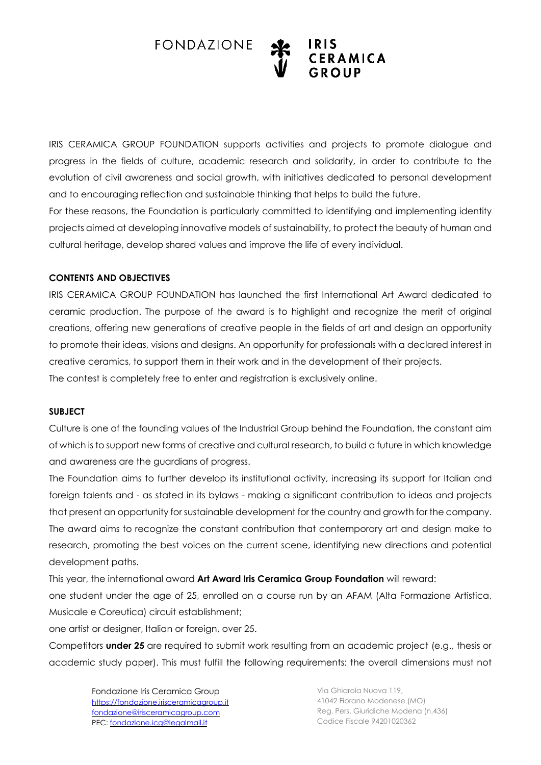IRIS CERAMICA GROUP FOUNDATION supports activities and projects to promote dialogue and progress in the fields of culture, academic research and solidarity, in order to contribute to the evolution of civil awareness and social growth, with initiatives dedicated to personal development and to encouraging reflection and sustainable thinking that helps to build the future.

For these reasons, the Foundation is particularly committed to identifying and implementing identity projects aimed at developing innovative models of sustainability, to protect the beauty of human and cultural heritage, develop shared values and improve the life of every individual.

**CONTENTS AND OBJECTIVES**

IRIS CERAMICA GROUP FOUNDATION has launched the first International Art Award dedicated to ceramic production. The purpose of the award is to highlight and recognize the merit of original creations, offering new generations of creative people in the fields of art and design an opportunity to promote their ideas, visions and designs. An opportunity for professionals with a declared interest in creative ceramics, to support them in their work and in the development of their projects.

The contest is completely free to enter and registration is exclusively online.

**SUBJECT**

Culture is one of the founding values of the Industrial Group behind the Foundation, the constant aim of which is to support new forms of creative and cultural research, to build a future in which knowledge and awareness are the guardians of progress.

The Foundation aims to further develop its institutional activity, increasing its support for Italian and foreign talents and - as stated in its bylaws - making a significant contribution to ideas and projects that present an opportunity for sustainable development for the country and growth for the company.

The award aims to recognize the constant contribution that contemporary art and design make to research, promoting the best voices on the current scene, identifying new directions and potential development paths.

This year, the international award **Art Award Iris Ceramica Group Foundation** will reward:

one student under the age of 25, enrolled on a course run by an AFAM (Alta Formazione Artistica, Musicale e Coreutica) circuit establishment;

one artist or designer, Italian or foreign, over 25.

Competitors **under 25** are required to submit work resulting from an academic project (e.g., thesis or academic study paper). This must fulfill the following requirements: the overall dimensions must not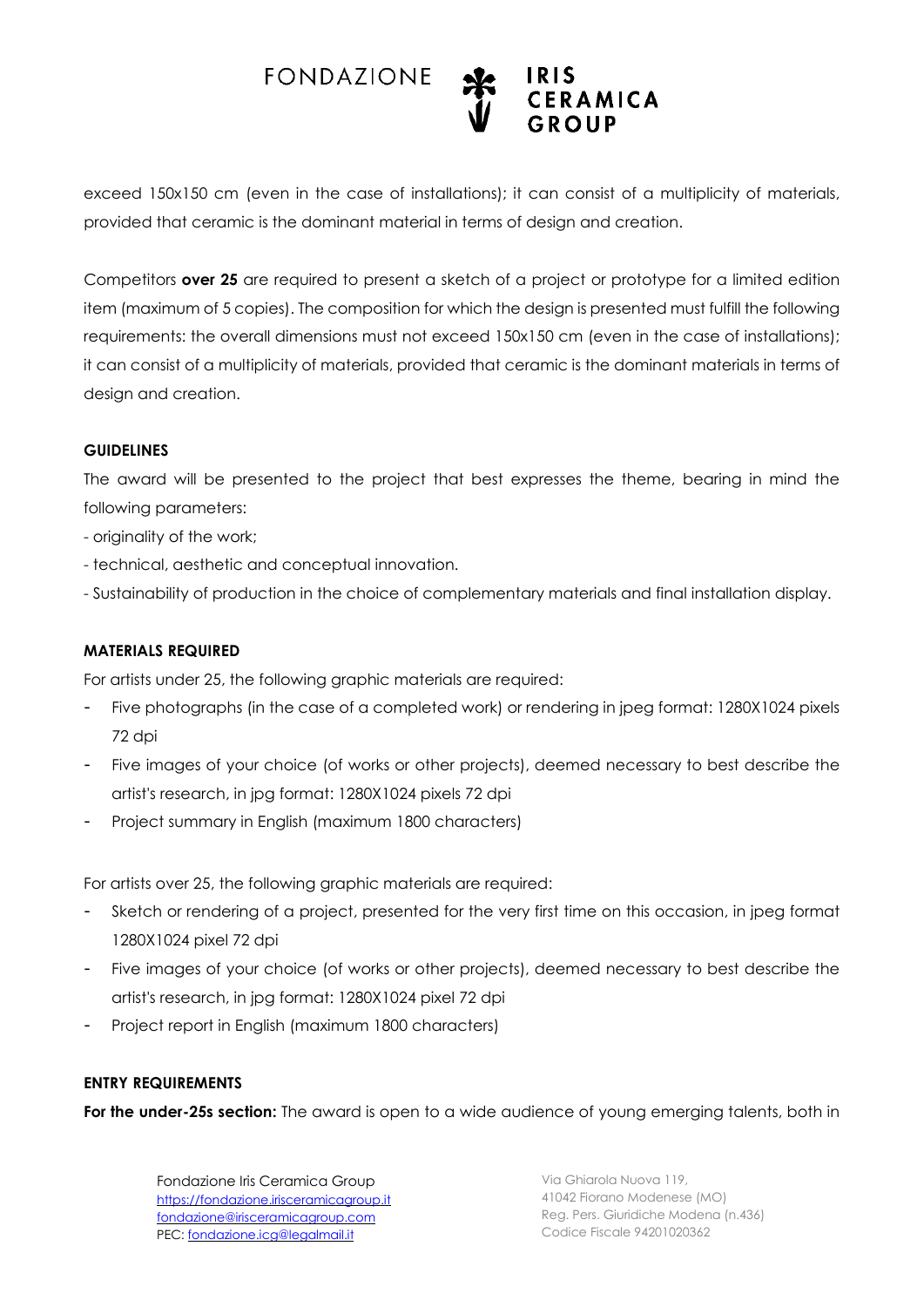exceed 150x150 cm (even in the case of installations); it can consist of a multiplicity of materials, provided that ceramic is the dominant material in terms of design and creation.

Competitors **over 25** are required to present a sketch of a project or prototype for a limited edition item (maximum of 5 copies). The composition for which the design is presented must fulfill the following requirements: the overall dimensions must not exceed 150x150 cm (even in the case of installations); it can consist of a multiplicity of materials, provided that ceramic is the dominant materials in terms of design and creation.

**GUIDELINES**

The award will be presented to the project that best expresses the theme, bearing in mind the following parameters:

- originality of the work;
- technical, aesthetic and conceptual innovation.
- Sustainability of production in the choice of complementary materials and final installation display.

**MATERIALS REQUIRED**

For artists under 25, the following graphic materials are required:

- Five photographs (in the case of a completed work) or rendering in jpeg format: 1280X1024 pixels 72 dpi
- Five images of your choice (of works or other projects), deemed necessary to best describe the artist's research, in jpg format: 1280X1024 pixels 72 dpi
- Project summary in English (maximum 1800 characters)

For artists over 25, the following graphic materials are required:

- Sketch or rendering of a project, presented for the very first time on this occasion, in jpeg format 1280X1024 pixel 72 dpi
- Five images of your choice (of works or other projects), deemed necessary to best describe the artist's research, in jpg format: 1280X1024 pixel 72 dpi
- Project report in English (maximum 1800 characters)

**ENTRY REQUIREMENTS**

**For the under-25s section:** The award is open to a wide audience of young emerging talents, both in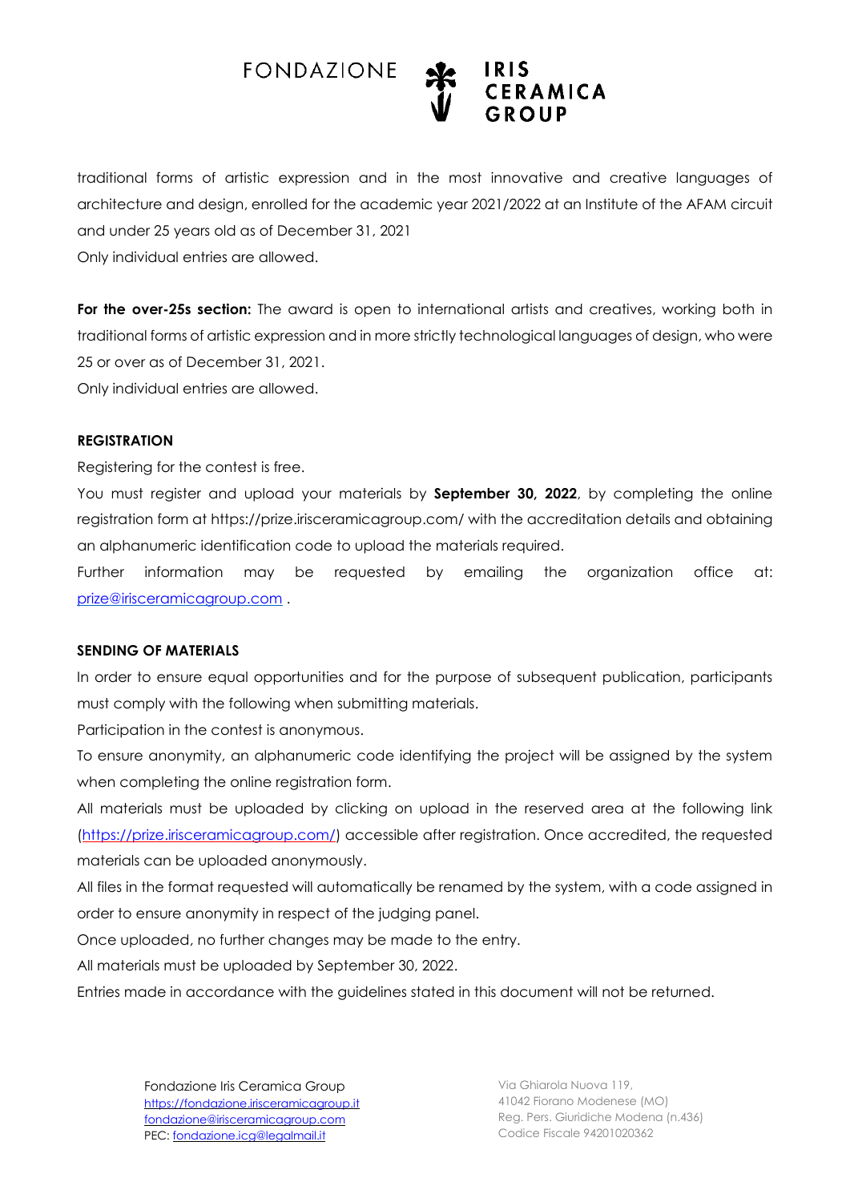traditional forms of artistic expression and in the most innovative and creative languages of architecture and design, enrolled for the academic year 2021/2022 at an Institute of the AFAM circuit and under 25 years old as of December 31, 2021

Only individual entries are allowed.

**For the over-25s section:** The award is open to international artists and creatives, working both in traditional forms of artistic expression and in more strictly technological languages of design, who were 25 or over as of December 31, 2021.

Only individual entries are allowed.

**REGISTRATION**

Registering for the contest is free.

You must register and upload your materials by **September 30, 2022**, by completing the online registration form at https://prize.irisceramicagroup.com/ with the accreditation details and obtaining an alphanumeric identification code to upload the materials required.

Further information may be requested by emailing the organization office at: prize@irisceramicagroup.com .

**SENDING OF MATERIALS**

In order to ensure equal opportunities and for the purpose of subsequent publication, participants must comply with the following when submitting materials.

Participation in the contest is anonymous.

To ensure anonymity, an alphanumeric code identifying the project will be assigned by the system when completing the online registration form.

All materials must be uploaded by clicking on upload in the reserved area at the following link (https://prize.irisceramicagroup.com/) accessible after registration. Once accredited, the requested materials can be uploaded anonymously.

All files in the format requested will automatically be renamed by the system, with a code assigned in order to ensure anonymity in respect of the judging panel.

Once uploaded, no further changes may be made to the entry.

All materials must be uploaded by September 30, 2022.

Entries made in accordance with the guidelines stated in this document will not be returned.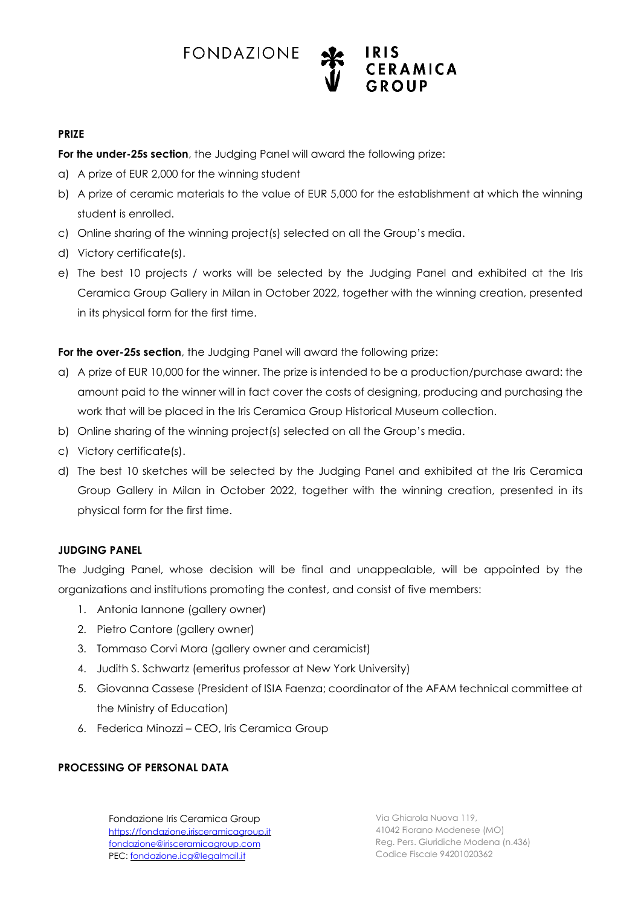**PRIZE**

**For the under-25s section**, the Judging Panel will award the following prize:

a) A prize of EUR 2,000 for the winning student
b) A prize of ceramic materials to the value of EUR 5,000 for the establishment at which the winning student is enrolled.
c) Online sharing of the winning project(s) selected on all the Group's media.
d) Victory certificate(s).
e) The best 10 projects / works will be selected by the Judging Panel and exhibited at the Iris Ceramica Group Gallery in Milan in October 2022, together with the winning creation, presented in its physical form for the first time.

**For the over-25s section**, the Judging Panel will award the following prize:

a) A prize of EUR 10,000 for the winner. The prize is intended to be a production/purchase award: the amount paid to the winner will in fact cover the costs of designing, producing and purchasing the work that will be placed in the Iris Ceramica Group Historical Museum collection.
b) Online sharing of the winning project(s) selected on all the Group's media.
c) Victory certificate(s).
d) The best 10 sketches will be selected by the Judging Panel and exhibited at the Iris Ceramica Group Gallery in Milan in October 2022, together with the winning creation, presented in its physical form for the first time.

**JUDGING PANEL**

The Judging Panel, whose decision will be final and unappealable, will be appointed by the organizations and institutions promoting the contest, and consist of five members:

1. Antonia Iannone (gallery owner)
2. Pietro Cantore (gallery owner)
3. Tommaso Corvi Mora (gallery owner and ceramicist)
4. Judith S. Schwartz (emeritus professor at New York University)
5. Giovanna Cassese (President of ISIA Faenza; coordinator of the AFAM technical committee at the Ministry of Education)
6. Federica Minozzi – CEO, Iris Ceramica Group

**PROCESSING OF PERSONAL DATA**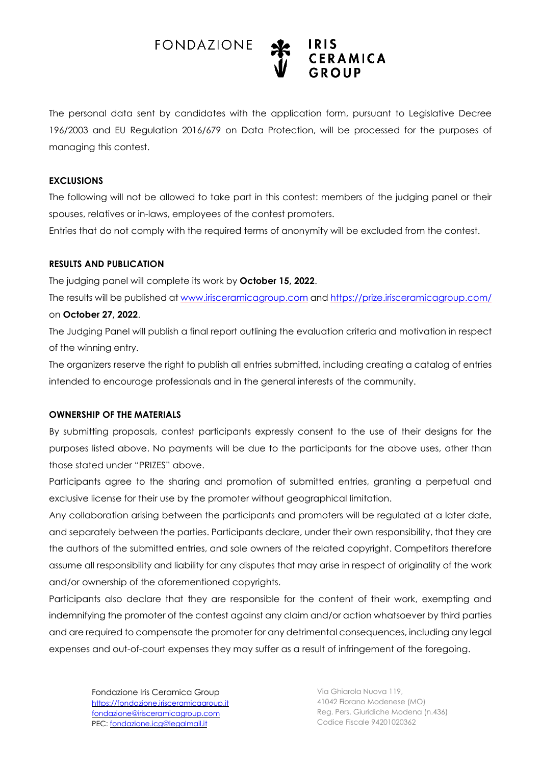The personal data sent by candidates with the application form, pursuant to Legislative Decree 196/2003 and EU Regulation 2016/679 on Data Protection, will be processed for the purposes of managing this contest.

**EXCLUSIONS**

The following will not be allowed to take part in this contest: members of the judging panel or their spouses, relatives or in-laws, employees of the contest promoters.

Entries that do not comply with the required terms of anonymity will be excluded from the contest.

**RESULTS AND PUBLICATION**

The judging panel will complete its work by **October 15, 2022**.

The results will be published at www.irisceramicagroup.com and https://prize.irisceramicagroup.com/ on **October 27, 2022**.

The Judging Panel will publish a final report outlining the evaluation criteria and motivation in respect of the winning entry.

The organizers reserve the right to publish all entries submitted, including creating a catalog of entries intended to encourage professionals and in the general interests of the community.

**OWNERSHIP OF THE MATERIALS**

By submitting proposals, contest participants expressly consent to the use of their designs for the purposes listed above. No payments will be due to the participants for the above uses, other than those stated under "PRIZES" above.

Participants agree to the sharing and promotion of submitted entries, granting a perpetual and exclusive license for their use by the promoter without geographical limitation.

Any collaboration arising between the participants and promoters will be regulated at a later date, and separately between the parties. Participants declare, under their own responsibility, that they are the authors of the submitted entries, and sole owners of the related copyright. Competitors therefore assume all responsibility and liability for any disputes that may arise in respect of originality of the work and/or ownership of the aforementioned copyrights.

Participants also declare that they are responsible for the content of their work, exempting and indemnifying the promoter of the contest against any claim and/or action whatsoever by third parties and are required to compensate the promoter for any detrimental consequences, including any legal expenses and out-of-court expenses they may suffer as a result of infringement of the foregoing.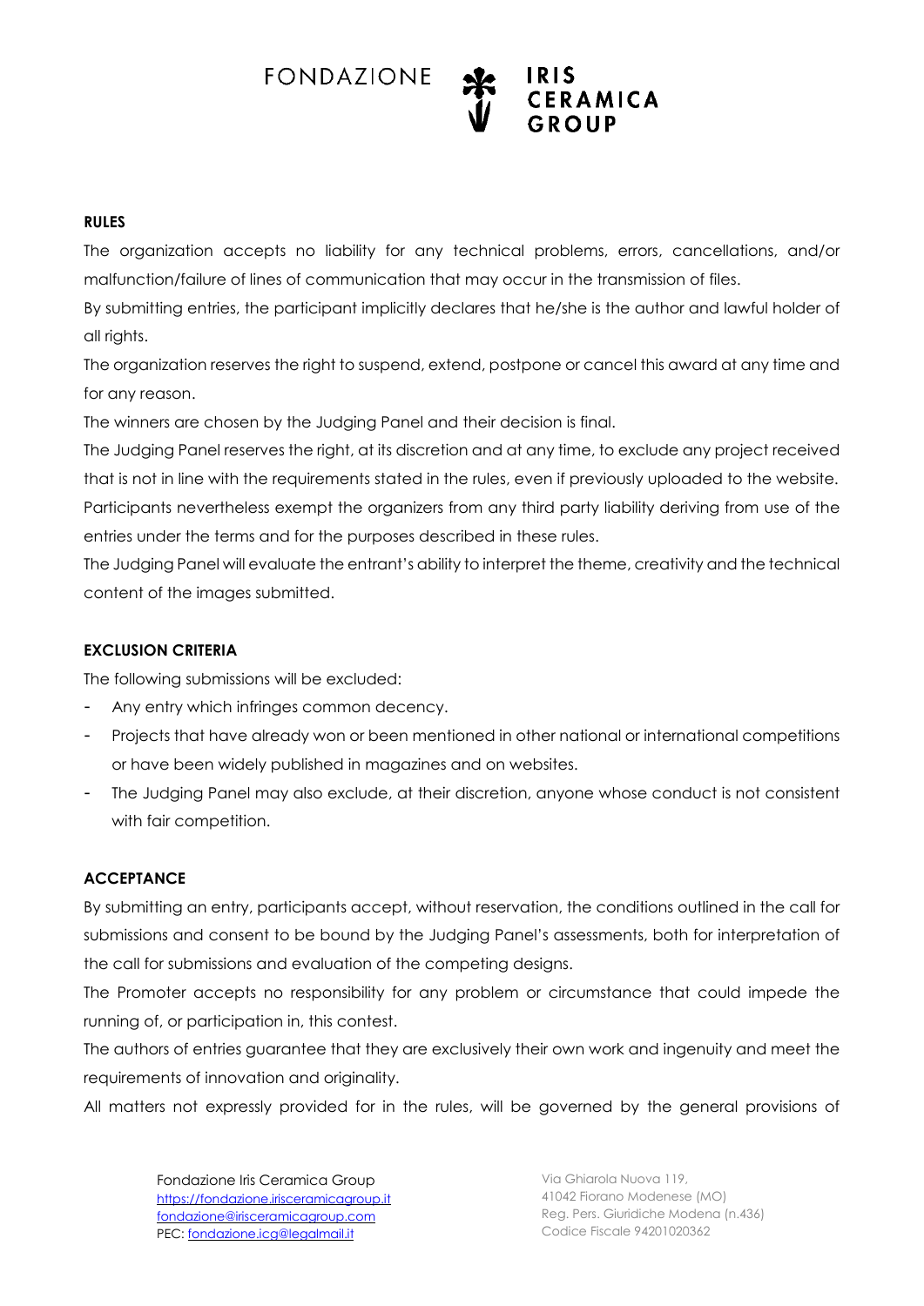## RULES

The organization accepts no liability for any technical problems, errors, cancellations, and/or malfunction/failure of lines of communication that may occur in the transmission of files.

By submitting entries, the participant implicitly declares that he/she is the author and lawful holder of all rights.

The organization reserves the right to suspend, extend, postpone or cancel this award at any time and for any reason.

The winners are chosen by the Judging Panel and their decision is final.

The Judging Panel reserves the right, at its discretion and at any time, to exclude any project received that is not in line with the requirements stated in the rules, even if previously uploaded to the website.

Participants nevertheless exempt the organizers from any third party liability deriving from use of the entries under the terms and for the purposes described in these rules.

The Judging Panel will evaluate the entrant's ability to interpret the theme, creativity and the technical content of the images submitted.

## EXCLUSION CRITERIA

The following submissions will be excluded:

- Any entry which infringes common decency.
- Projects that have already won or been mentioned in other national or international competitions or have been widely published in magazines and on websites.
- The Judging Panel may also exclude, at their discretion, anyone whose conduct is not consistent with fair competition.

## ACCEPTANCE

By submitting an entry, participants accept, without reservation, the conditions outlined in the call for submissions and consent to be bound by the Judging Panel's assessments, both for interpretation of the call for submissions and evaluation of the competing designs.

The Promoter accepts no responsibility for any problem or circumstance that could impede the running of, or participation in, this contest.

The authors of entries guarantee that they are exclusively their own work and ingenuity and meet the requirements of innovation and originality.

All matters not expressly provided for in the rules, will be governed by the general provisions of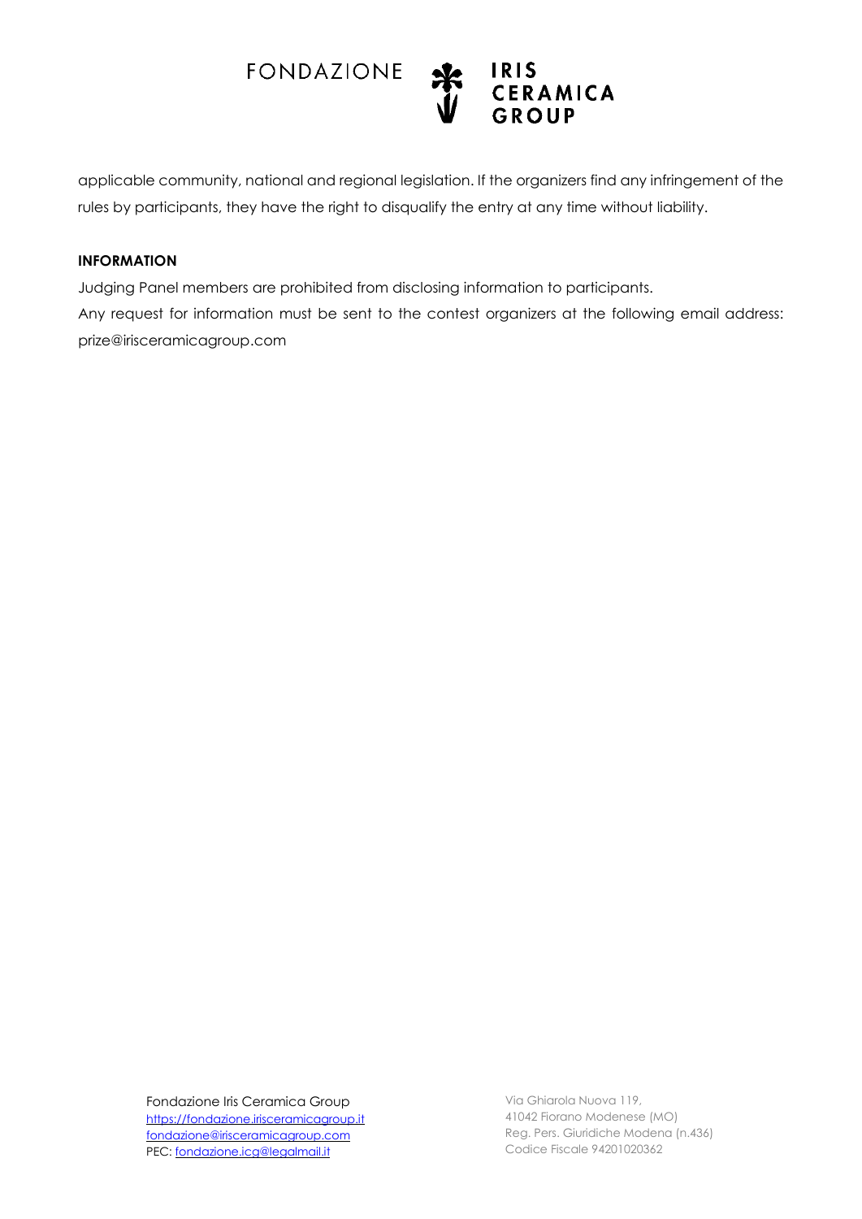applicable community, national and regional legislation. If the organizers find any infringement of the rules by participants, they have the right to disqualify the entry at any time without liability.

**INFORMATION**

Judging Panel members are prohibited from disclosing information to participants.

Any request for information must be sent to the contest organizers at the following email address: prize@irisceramicagroup.com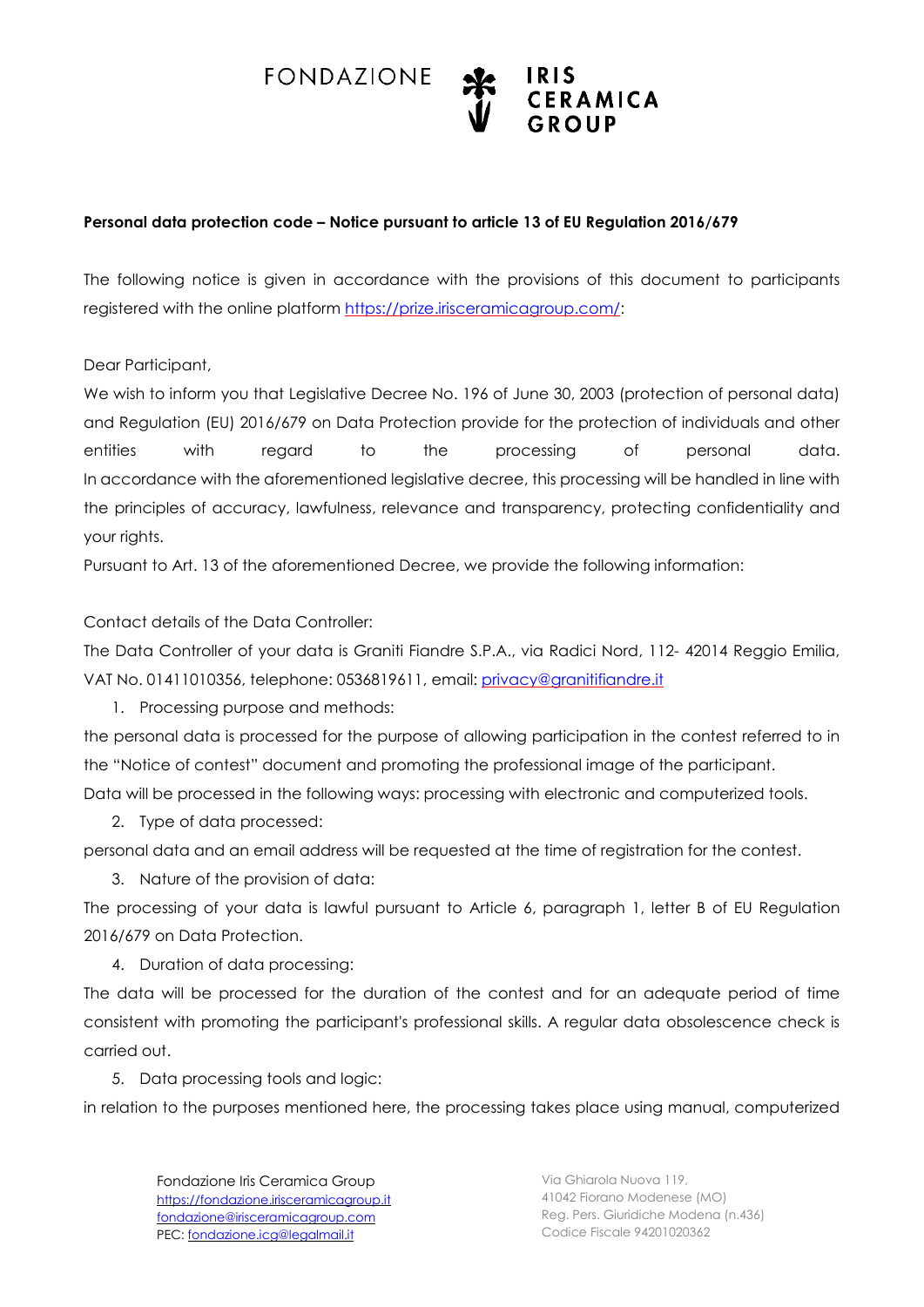**Personal data protection code – Notice pursuant to article 13 of EU Regulation 2016/679**

The following notice is given in accordance with the provisions of this document to participants registered with the online platform [https://prize.irisceramicagroup.com/](https://prize.irisceramicagroup.com/):

Dear Participant,

We wish to inform you that Legislative Decree No. 196 of June 30, 2003 (protection of personal data) and Regulation (EU) 2016/679 on Data Protection provide for the protection of individuals and other entities with regard to the processing of personal data.
In accordance with the aforementioned legislative decree, this processing will be handled in line with the principles of accuracy, lawfulness, relevance and transparency, protecting confidentiality and your rights.

Pursuant to Art. 13 of the aforementioned Decree, we provide the following information:

Contact details of the Data Controller:

The Data Controller of your data is Graniti Fiandre S.P.A., via Radici Nord, 112- 42014 Reggio Emilia, VAT No. 01411010356, telephone: 0536819611, email: [privacy@granitifiandre.it](mailto:privacy@granitifiandre.it)

1. Processing purpose and methods:

the personal data is processed for the purpose of allowing participation in the contest referred to in the "Notice of contest" document and promoting the professional image of the participant.
Data will be processed in the following ways: processing with electronic and computerized tools.

2. Type of data processed:

personal data and an email address will be requested at the time of registration for the contest.

3. Nature of the provision of data:

The processing of your data is lawful pursuant to Article 6, paragraph 1, letter B of EU Regulation 2016/679 on Data Protection.

4. Duration of data processing:

The data will be processed for the duration of the contest and for an adequate period of time consistent with promoting the participant's professional skills. A regular data obsolescence check is carried out.

5. Data processing tools and logic:

in relation to the purposes mentioned here, the processing takes place using manual, computerized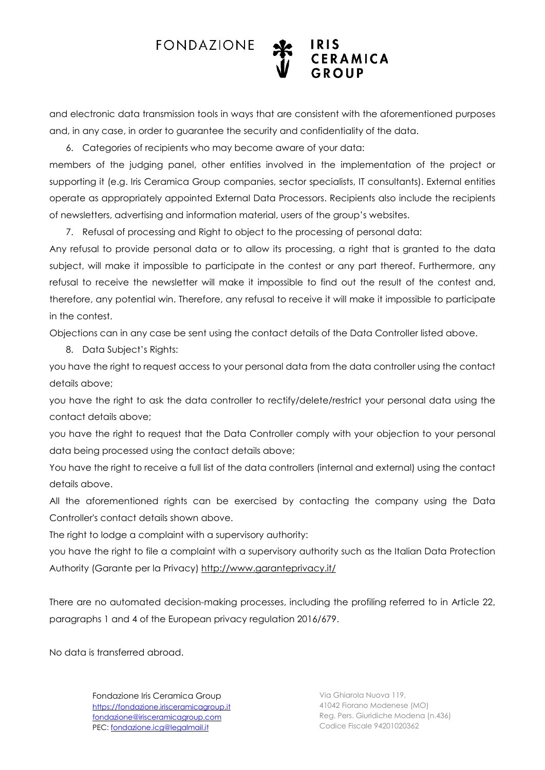and electronic data transmission tools in ways that are consistent with the aforementioned purposes and, in any case, in order to guarantee the security and confidentiality of the data.

6. Categories of recipients who may become aware of your data:

members of the judging panel, other entities involved in the implementation of the project or supporting it (e.g. Iris Ceramica Group companies, sector specialists, IT consultants). External entities operate as appropriately appointed External Data Processors. Recipients also include the recipients of newsletters, advertising and information material, users of the group's websites.

7. Refusal of processing and Right to object to the processing of personal data:

Any refusal to provide personal data or to allow its processing, a right that is granted to the data subject, will make it impossible to participate in the contest or any part thereof. Furthermore, any refusal to receive the newsletter will make it impossible to find out the result of the contest and, therefore, any potential win. Therefore, any refusal to receive it will make it impossible to participate in the contest.

Objections can in any case be sent using the contact details of the Data Controller listed above.

8. Data Subject's Rights:

you have the right to request access to your personal data from the data controller using the contact details above;

you have the right to ask the data controller to rectify/delete/restrict your personal data using the contact details above;

you have the right to request that the Data Controller comply with your objection to your personal data being processed using the contact details above;

You have the right to receive a full list of the data controllers (internal and external) using the contact details above.

All the aforementioned rights can be exercised by contacting the company using the Data Controller's contact details shown above.

The right to lodge a complaint with a supervisory authority:

you have the right to file a complaint with a supervisory authority such as the Italian Data Protection Authority (Garante per la Privacy) http://www.garanteprivacy.it/

There are no automated decision-making processes, including the profiling referred to in Article 22, paragraphs 1 and 4 of the European privacy regulation 2016/679.

No data is transferred abroad.